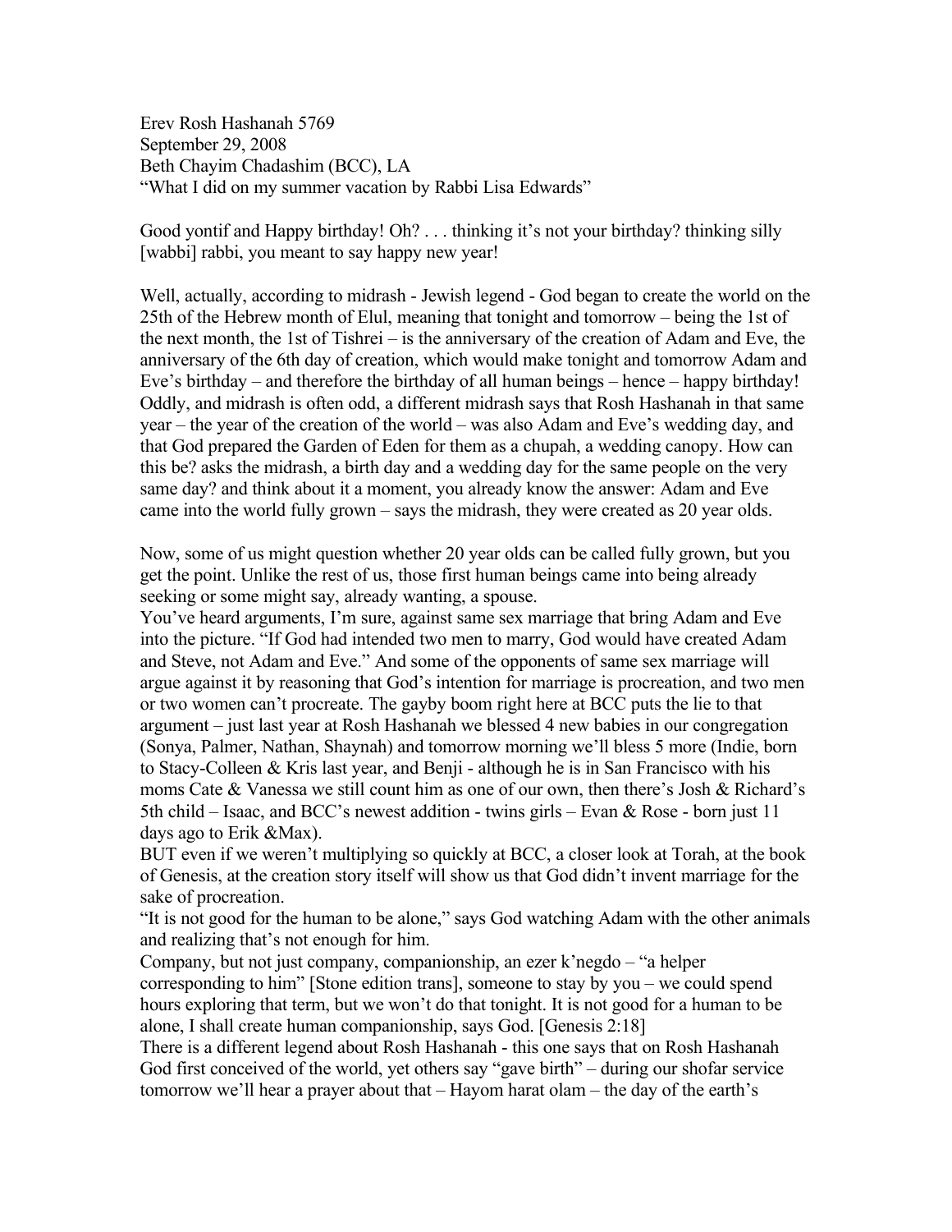Erev Rosh Hashanah 5769
September 29, 2008
Beth Chayim Chadashim (BCC), LA
"What I did on my summer vacation by Rabbi Lisa Edwards"

Good yontif and Happy birthday! Oh? . . . thinking it's not your birthday? thinking silly [wabbi] rabbi, you meant to say happy new year!

Well, actually, according to midrash - Jewish legend - God began to create the world on the 25th of the Hebrew month of Elul, meaning that tonight and tomorrow – being the 1st of the next month, the 1st of Tishrei – is the anniversary of the creation of Adam and Eve, the anniversary of the 6th day of creation, which would make tonight and tomorrow Adam and Eve's birthday – and therefore the birthday of all human beings – hence – happy birthday! Oddly, and midrash is often odd, a different midrash says that Rosh Hashanah in that same year – the year of the creation of the world – was also Adam and Eve's wedding day, and that God prepared the Garden of Eden for them as a chupah, a wedding canopy. How can this be? asks the midrash, a birth day and a wedding day for the same people on the very same day? and think about it a moment, you already know the answer: Adam and Eve came into the world fully grown – says the midrash, they were created as 20 year olds.

Now, some of us might question whether 20 year olds can be called fully grown, but you get the point. Unlike the rest of us, those first human beings came into being already seeking or some might say, already wanting, a spouse.
You've heard arguments, I'm sure, against same sex marriage that bring Adam and Eve into the picture. "If God had intended two men to marry, God would have created Adam and Steve, not Adam and Eve." And some of the opponents of same sex marriage will argue against it by reasoning that God's intention for marriage is procreation, and two men or two women can't procreate. The gayby boom right here at BCC puts the lie to that argument – just last year at Rosh Hashanah we blessed 4 new babies in our congregation (Sonya, Palmer, Nathan, Shaynah) and tomorrow morning we'll bless 5 more (Indie, born to Stacy-Colleen & Kris last year, and Benji - although he is in San Francisco with his moms Cate & Vanessa we still count him as one of our own, then there's Josh & Richard's 5th child – Isaac, and BCC's newest addition - twins girls – Evan & Rose - born just 11 days ago to Erik &Max).
BUT even if we weren't multiplying so quickly at BCC, a closer look at Torah, at the book of Genesis, at the creation story itself will show us that God didn't invent marriage for the sake of procreation.
"It is not good for the human to be alone," says God watching Adam with the other animals and realizing that's not enough for him.
Company, but not just company, companionship, an ezer k'negdo – "a helper corresponding to him" [Stone edition trans], someone to stay by you – we could spend hours exploring that term, but we won't do that tonight. It is not good for a human to be alone, I shall create human companionship, says God. [Genesis 2:18]
There is a different legend about Rosh Hashanah - this one says that on Rosh Hashanah God first conceived of the world, yet others say "gave birth" – during our shofar service tomorrow we'll hear a prayer about that – Hayom harat olam – the day of the earth's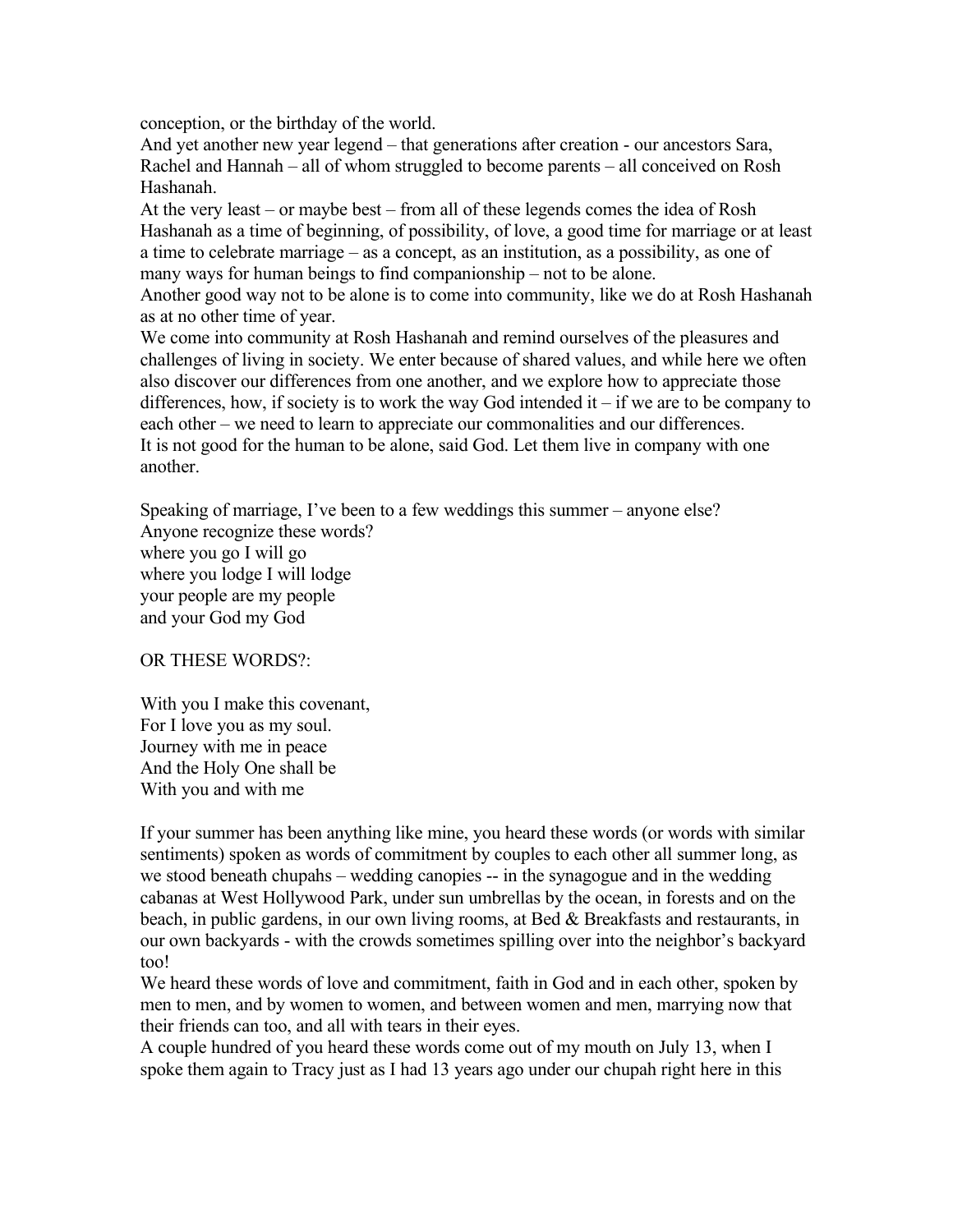conception, or the birthday of the world.

And yet another new year legend – that generations after creation - our ancestors Sara, Rachel and Hannah – all of whom struggled to become parents – all conceived on Rosh Hashanah.

At the very least – or maybe best – from all of these legends comes the idea of Rosh Hashanah as a time of beginning, of possibility, of love, a good time for marriage or at least a time to celebrate marriage – as a concept, as an institution, as a possibility, as one of many ways for human beings to find companionship – not to be alone.

Another good way not to be alone is to come into community, like we do at Rosh Hashanah as at no other time of year.

We come into community at Rosh Hashanah and remind ourselves of the pleasures and challenges of living in society. We enter because of shared values, and while here we often also discover our differences from one another, and we explore how to appreciate those differences, how, if society is to work the way God intended it – if we are to be company to each other – we need to learn to appreciate our commonalities and our differences.

It is not good for the human to be alone, said God. Let them live in company with one another.

Speaking of marriage, I've been to a few weddings this summer – anyone else?

Anyone recognize these words?

where you go I will go
where you lodge I will lodge
your people are my people
and your God my God

OR THESE WORDS?:

With you I make this covenant,
For I love you as my soul.
Journey with me in peace
And the Holy One shall be
With you and with me

If your summer has been anything like mine, you heard these words (or words with similar sentiments) spoken as words of commitment by couples to each other all summer long, as we stood beneath chupahs – wedding canopies -- in the synagogue and in the wedding cabanas at West Hollywood Park, under sun umbrellas by the ocean, in forests and on the beach, in public gardens, in our own living rooms, at Bed & Breakfasts and restaurants, in our own backyards - with the crowds sometimes spilling over into the neighbor's backyard too!

We heard these words of love and commitment, faith in God and in each other, spoken by men to men, and by women to women, and between women and men, marrying now that their friends can too, and all with tears in their eyes.

A couple hundred of you heard these words come out of my mouth on July 13, when I spoke them again to Tracy just as I had 13 years ago under our chupah right here in this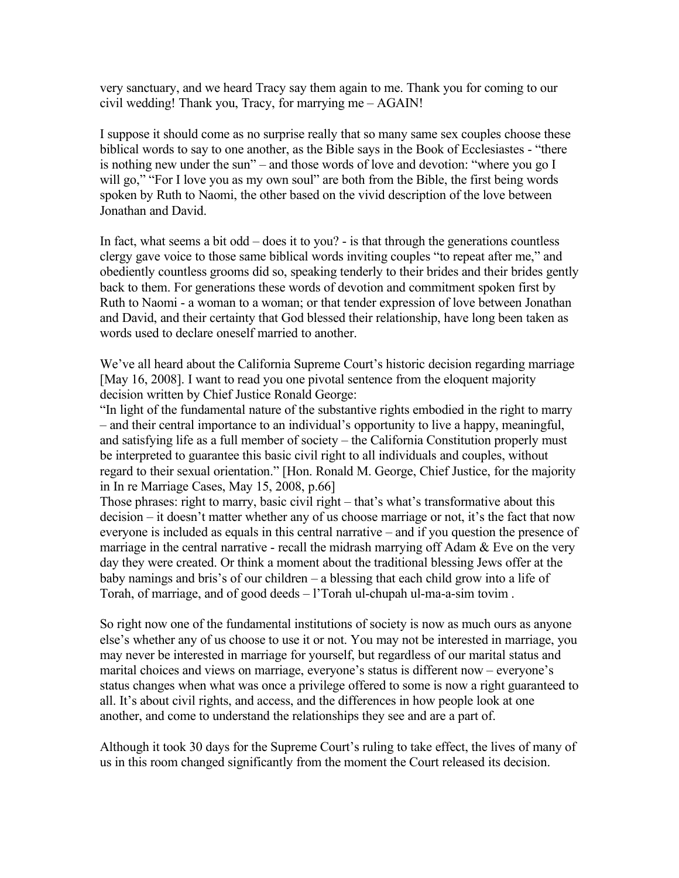very sanctuary, and we heard Tracy say them again to me. Thank you for coming to our civil wedding! Thank you, Tracy, for marrying me – AGAIN!

I suppose it should come as no surprise really that so many same sex couples choose these biblical words to say to one another, as the Bible says in the Book of Ecclesiastes - "there is nothing new under the sun" – and those words of love and devotion: "where you go I will go," "For I love you as my own soul" are both from the Bible, the first being words spoken by Ruth to Naomi, the other based on the vivid description of the love between Jonathan and David.

In fact, what seems a bit odd – does it to you? - is that through the generations countless clergy gave voice to those same biblical words inviting couples "to repeat after me," and obediently countless grooms did so, speaking tenderly to their brides and their brides gently back to them. For generations these words of devotion and commitment spoken first by Ruth to Naomi - a woman to a woman; or that tender expression of love between Jonathan and David, and their certainty that God blessed their relationship, have long been taken as words used to declare oneself married to another.

We've all heard about the California Supreme Court's historic decision regarding marriage [May 16, 2008]. I want to read you one pivotal sentence from the eloquent majority decision written by Chief Justice Ronald George:
"In light of the fundamental nature of the substantive rights embodied in the right to marry – and their central importance to an individual's opportunity to live a happy, meaningful, and satisfying life as a full member of society – the California Constitution properly must be interpreted to guarantee this basic civil right to all individuals and couples, without regard to their sexual orientation." [Hon. Ronald M. George, Chief Justice, for the majority in In re Marriage Cases, May 15, 2008, p.66]
Those phrases: right to marry, basic civil right – that's what's transformative about this decision – it doesn't matter whether any of us choose marriage or not, it's the fact that now everyone is included as equals in this central narrative – and if you question the presence of marriage in the central narrative - recall the midrash marrying off Adam & Eve on the very day they were created. Or think a moment about the traditional blessing Jews offer at the baby namings and bris's of our children – a blessing that each child grow into a life of Torah, of marriage, and of good deeds – l'Torah ul-chupah ul-ma-a-sim tovim .

So right now one of the fundamental institutions of society is now as much ours as anyone else's whether any of us choose to use it or not. You may not be interested in marriage, you may never be interested in marriage for yourself, but regardless of our marital status and marital choices and views on marriage, everyone's status is different now – everyone's status changes when what was once a privilege offered to some is now a right guaranteed to all. It's about civil rights, and access, and the differences in how people look at one another, and come to understand the relationships they see and are a part of.

Although it took 30 days for the Supreme Court's ruling to take effect, the lives of many of us in this room changed significantly from the moment the Court released its decision.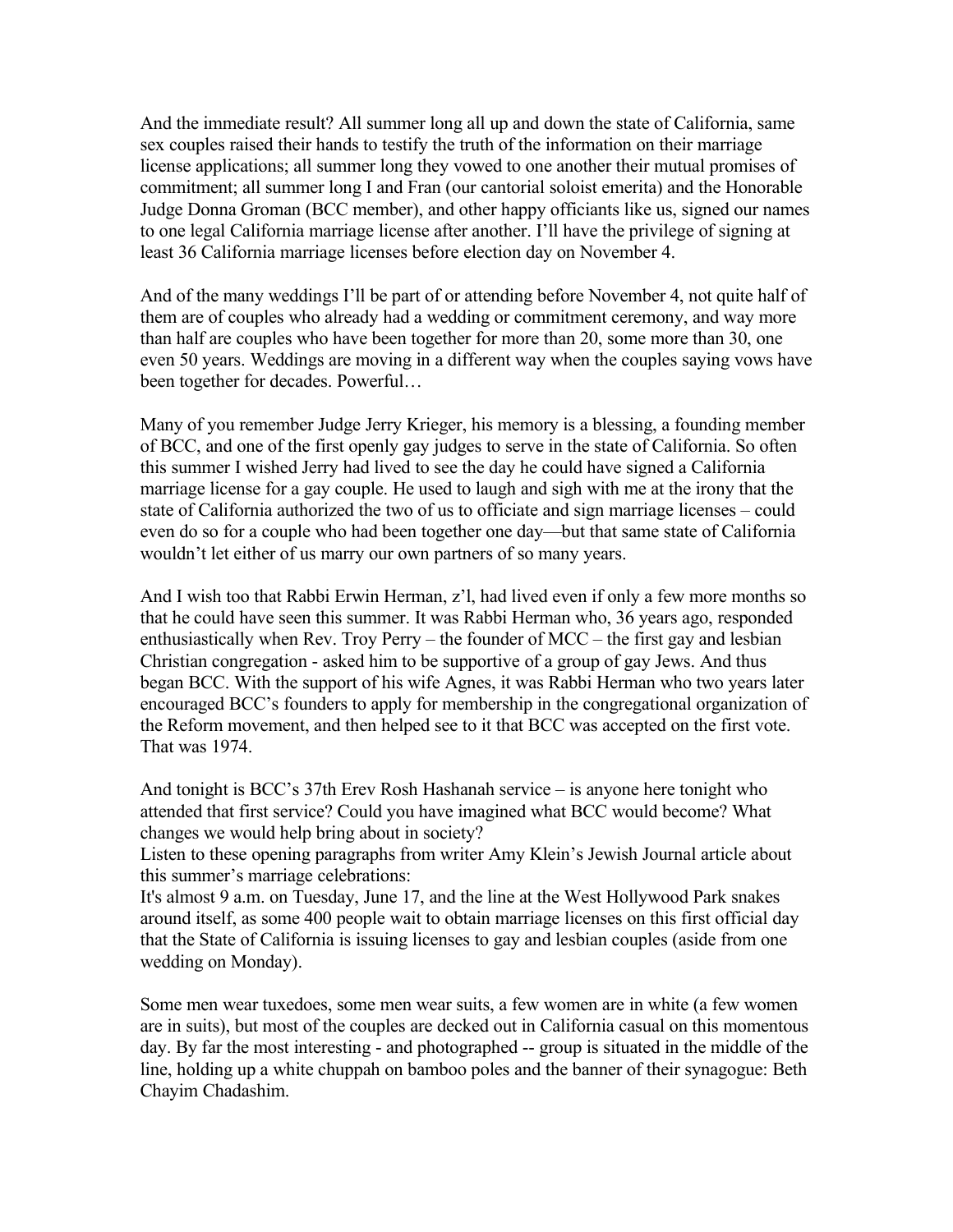And the immediate result? All summer long all up and down the state of California, same sex couples raised their hands to testify the truth of the information on their marriage license applications; all summer long they vowed to one another their mutual promises of commitment; all summer long I and Fran (our cantorial soloist emerita) and the Honorable Judge Donna Groman (BCC member), and other happy officiants like us, signed our names to one legal California marriage license after another. I'll have the privilege of signing at least 36 California marriage licenses before election day on November 4.

And of the many weddings I'll be part of or attending before November 4, not quite half of them are of couples who already had a wedding or commitment ceremony, and way more than half are couples who have been together for more than 20, some more than 30, one even 50 years. Weddings are moving in a different way when the couples saying vows have been together for decades. Powerful…

Many of you remember Judge Jerry Krieger, his memory is a blessing, a founding member of BCC, and one of the first openly gay judges to serve in the state of California. So often this summer I wished Jerry had lived to see the day he could have signed a California marriage license for a gay couple. He used to laugh and sigh with me at the irony that the state of California authorized the two of us to officiate and sign marriage licenses – could even do so for a couple who had been together one day—but that same state of California wouldn't let either of us marry our own partners of so many years.

And I wish too that Rabbi Erwin Herman, z'l, had lived even if only a few more months so that he could have seen this summer. It was Rabbi Herman who, 36 years ago, responded enthusiastically when Rev. Troy Perry – the founder of MCC – the first gay and lesbian Christian congregation - asked him to be supportive of a group of gay Jews. And thus began BCC. With the support of his wife Agnes, it was Rabbi Herman who two years later encouraged BCC's founders to apply for membership in the congregational organization of the Reform movement, and then helped see to it that BCC was accepted on the first vote. That was 1974.

And tonight is BCC's 37th Erev Rosh Hashanah service – is anyone here tonight who attended that first service? Could you have imagined what BCC would become? What changes we would help bring about in society?

Listen to these opening paragraphs from writer Amy Klein's Jewish Journal article about this summer's marriage celebrations:

It's almost 9 a.m. on Tuesday, June 17, and the line at the West Hollywood Park snakes around itself, as some 400 people wait to obtain marriage licenses on this first official day that the State of California is issuing licenses to gay and lesbian couples (aside from one wedding on Monday).

Some men wear tuxedoes, some men wear suits, a few women are in white (a few women are in suits), but most of the couples are decked out in California casual on this momentous day. By far the most interesting - and photographed -- group is situated in the middle of the line, holding up a white chuppah on bamboo poles and the banner of their synagogue: Beth Chayim Chadashim.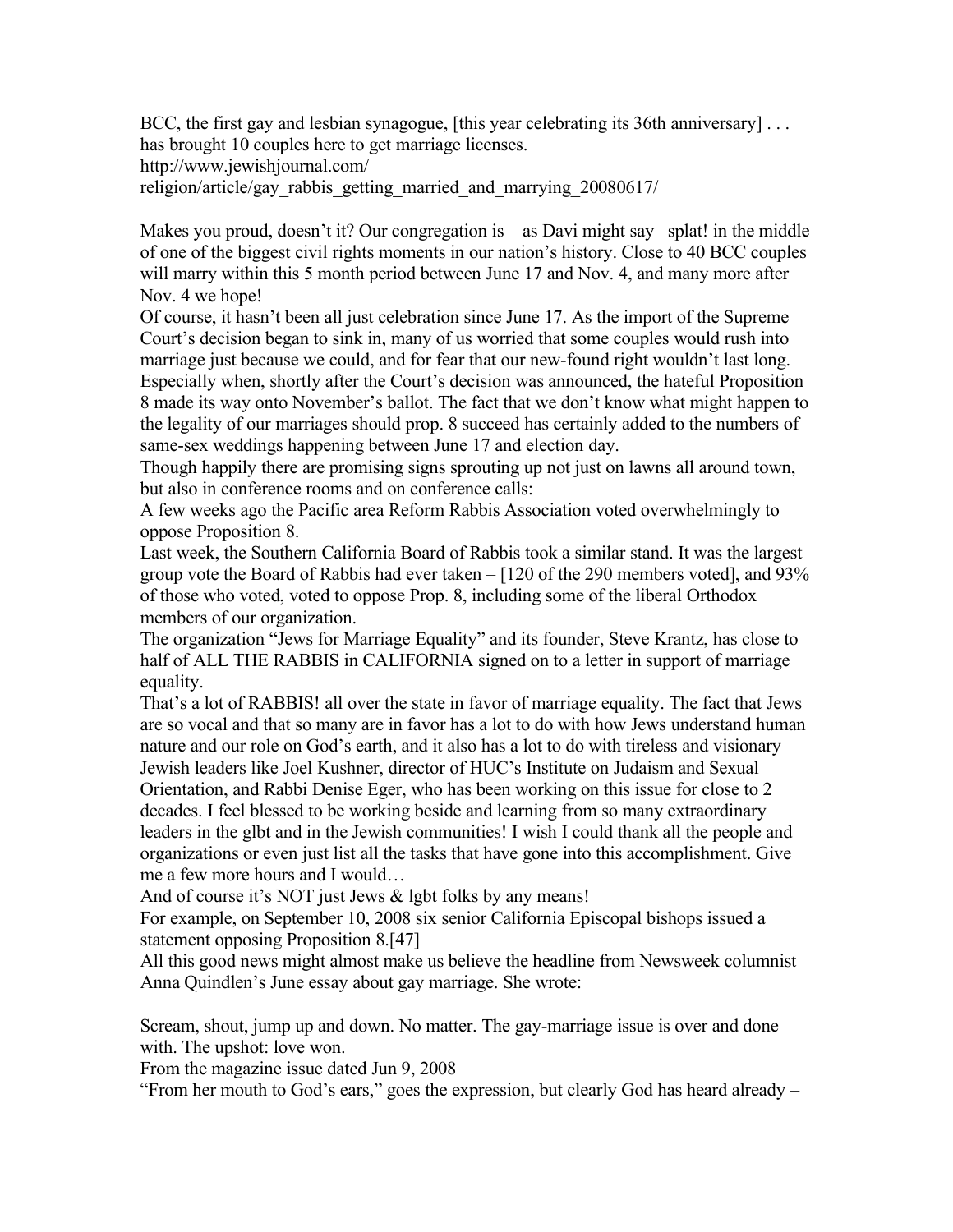BCC, the first gay and lesbian synagogue, [this year celebrating its 36th anniversary] . . . has brought 10 couples here to get marriage licenses.
http://www.jewishjournal.com/
religion/article/gay_rabbis_getting_married_and_marrying_20080617/

Makes you proud, doesn't it? Our congregation is – as Davi might say –splat! in the middle of one of the biggest civil rights moments in our nation's history. Close to 40 BCC couples will marry within this 5 month period between June 17 and Nov. 4, and many more after Nov. 4 we hope!

Of course, it hasn't been all just celebration since June 17. As the import of the Supreme Court's decision began to sink in, many of us worried that some couples would rush into marriage just because we could, and for fear that our new-found right wouldn't last long. Especially when, shortly after the Court's decision was announced, the hateful Proposition 8 made its way onto November's ballot. The fact that we don't know what might happen to the legality of our marriages should prop. 8 succeed has certainly added to the numbers of same-sex weddings happening between June 17 and election day.

Though happily there are promising signs sprouting up not just on lawns all around town, but also in conference rooms and on conference calls:

A few weeks ago the Pacific area Reform Rabbis Association voted overwhelmingly to oppose Proposition 8.

Last week, the Southern California Board of Rabbis took a similar stand. It was the largest group vote the Board of Rabbis had ever taken – [120 of the 290 members voted], and 93% of those who voted, voted to oppose Prop. 8, including some of the liberal Orthodox members of our organization.

The organization "Jews for Marriage Equality" and its founder, Steve Krantz, has close to half of ALL THE RABBIS in CALIFORNIA signed on to a letter in support of marriage equality.

That's a lot of RABBIS! all over the state in favor of marriage equality. The fact that Jews are so vocal and that so many are in favor has a lot to do with how Jews understand human nature and our role on God's earth, and it also has a lot to do with tireless and visionary Jewish leaders like Joel Kushner, director of HUC's Institute on Judaism and Sexual Orientation, and Rabbi Denise Eger, who has been working on this issue for close to 2 decades. I feel blessed to be working beside and learning from so many extraordinary leaders in the glbt and in the Jewish communities! I wish I could thank all the people and organizations or even just list all the tasks that have gone into this accomplishment. Give me a few more hours and I would…

And of course it's NOT just Jews & lgbt folks by any means!

For example, on September 10, 2008 six senior California Episcopal bishops issued a statement opposing Proposition 8.[47]

All this good news might almost make us believe the headline from Newsweek columnist Anna Quindlen's June essay about gay marriage. She wrote:

Scream, shout, jump up and down. No matter. The gay-marriage issue is over and done with. The upshot: love won.
From the magazine issue dated Jun 9, 2008

"From her mouth to God's ears," goes the expression, but clearly God has heard already –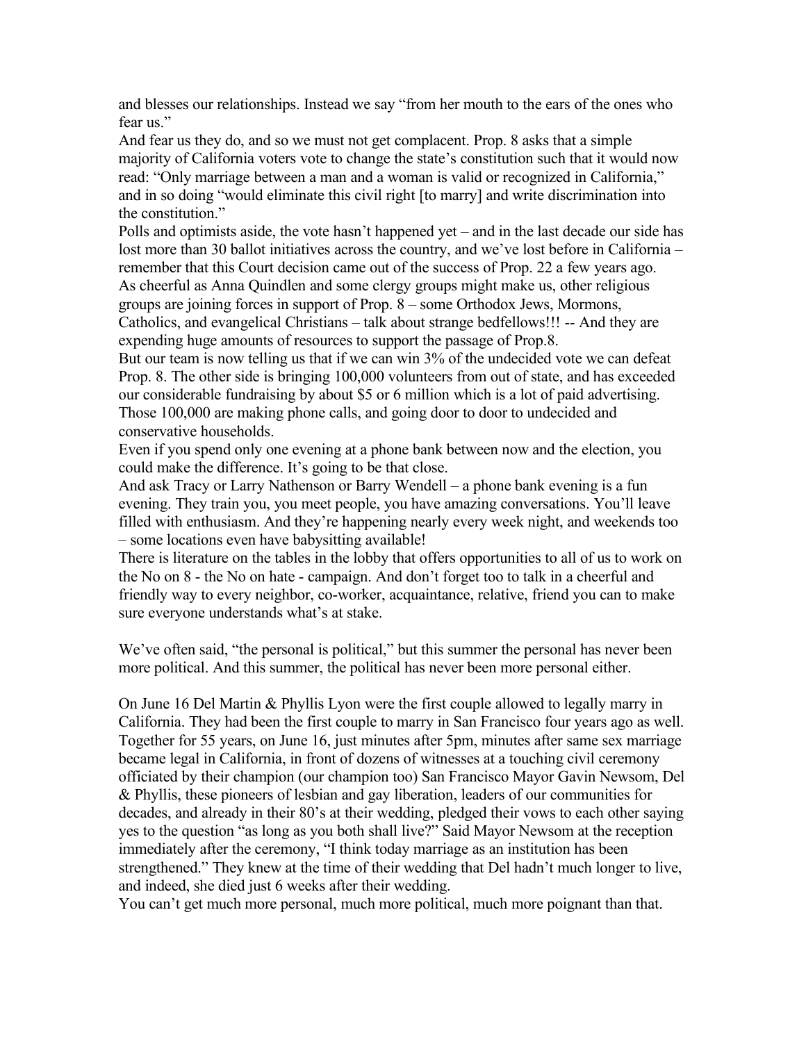and blesses our relationships. Instead we say "from her mouth to the ears of the ones who fear us."

And fear us they do, and so we must not get complacent. Prop. 8 asks that a simple majority of California voters vote to change the state's constitution such that it would now read: "Only marriage between a man and a woman is valid or recognized in California," and in so doing "would eliminate this civil right [to marry] and write discrimination into the constitution."

Polls and optimists aside, the vote hasn't happened yet – and in the last decade our side has lost more than 30 ballot initiatives across the country, and we've lost before in California – remember that this Court decision came out of the success of Prop. 22 a few years ago.

As cheerful as Anna Quindlen and some clergy groups might make us, other religious groups are joining forces in support of Prop. 8 – some Orthodox Jews, Mormons, Catholics, and evangelical Christians – talk about strange bedfellows!!! -- And they are expending huge amounts of resources to support the passage of Prop.8.

But our team is now telling us that if we can win 3% of the undecided vote we can defeat Prop. 8. The other side is bringing 100,000 volunteers from out of state, and has exceeded our considerable fundraising by about $5 or 6 million which is a lot of paid advertising. Those 100,000 are making phone calls, and going door to door to undecided and conservative households.

Even if you spend only one evening at a phone bank between now and the election, you could make the difference. It's going to be that close.

And ask Tracy or Larry Nathenson or Barry Wendell – a phone bank evening is a fun evening. They train you, you meet people, you have amazing conversations. You'll leave filled with enthusiasm. And they're happening nearly every week night, and weekends too – some locations even have babysitting available!

There is literature on the tables in the lobby that offers opportunities to all of us to work on the No on 8 - the No on hate - campaign. And don't forget too to talk in a cheerful and friendly way to every neighbor, co-worker, acquaintance, relative, friend you can to make sure everyone understands what's at stake.

We've often said, "the personal is political," but this summer the personal has never been more political. And this summer, the political has never been more personal either.

On June 16 Del Martin & Phyllis Lyon were the first couple allowed to legally marry in California. They had been the first couple to marry in San Francisco four years ago as well. Together for 55 years, on June 16, just minutes after 5pm, minutes after same sex marriage became legal in California, in front of dozens of witnesses at a touching civil ceremony officiated by their champion (our champion too) San Francisco Mayor Gavin Newsom, Del & Phyllis, these pioneers of lesbian and gay liberation, leaders of our communities for decades, and already in their 80's at their wedding, pledged their vows to each other saying yes to the question "as long as you both shall live?" Said Mayor Newsom at the reception immediately after the ceremony, "I think today marriage as an institution has been strengthened." They knew at the time of their wedding that Del hadn't much longer to live, and indeed, she died just 6 weeks after their wedding.

You can't get much more personal, much more political, much more poignant than that.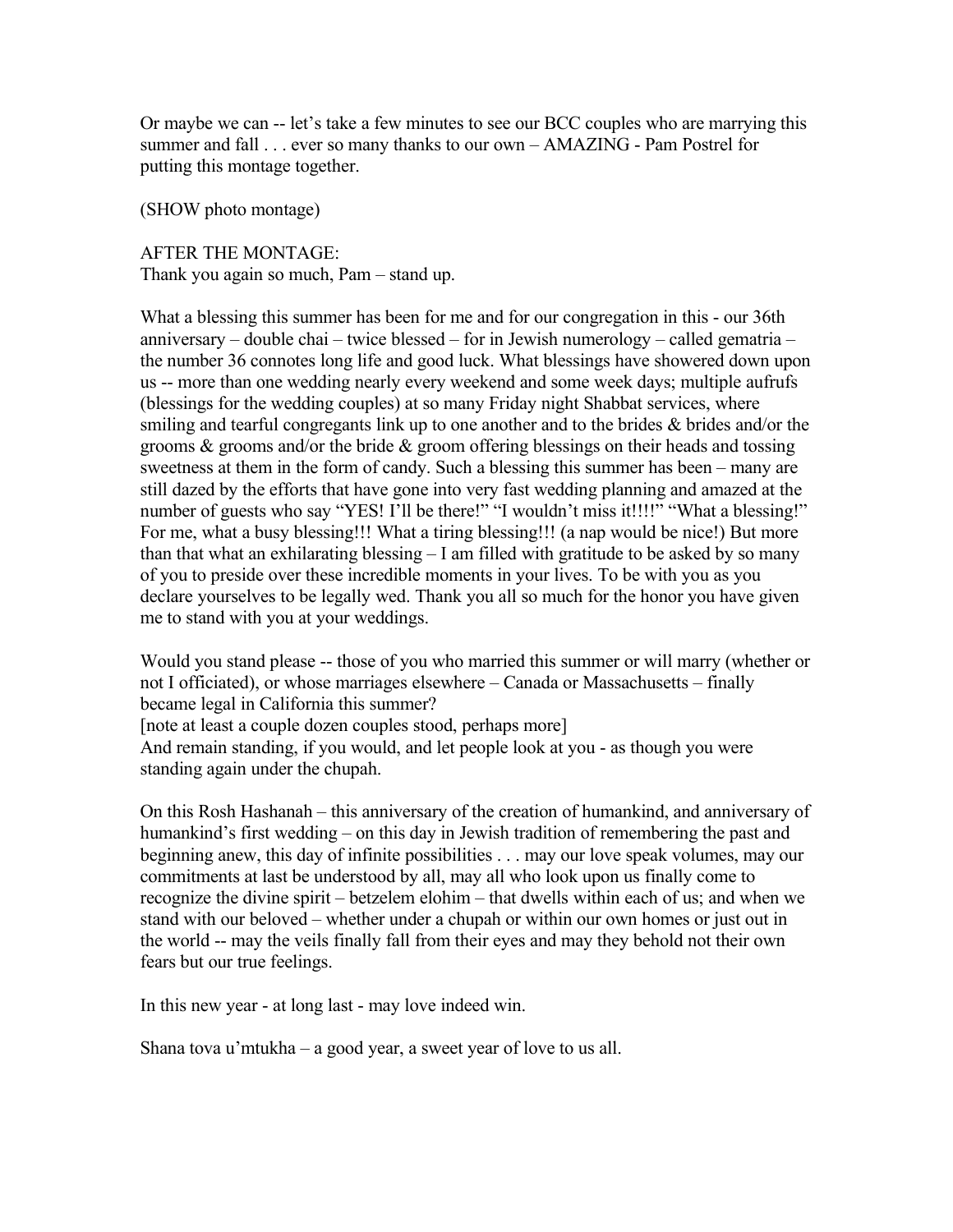Or maybe we can -- let's take a few minutes to see our BCC couples who are marrying this summer and fall . . . ever so many thanks to our own – AMAZING - Pam Postrel for putting this montage together.

(SHOW photo montage)

AFTER THE MONTAGE:
Thank you again so much, Pam – stand up.

What a blessing this summer has been for me and for our congregation in this - our 36th anniversary – double chai – twice blessed – for in Jewish numerology – called gematria – the number 36 connotes long life and good luck. What blessings have showered down upon us -- more than one wedding nearly every weekend and some week days; multiple aufrufs (blessings for the wedding couples) at so many Friday night Shabbat services, where smiling and tearful congregants link up to one another and to the brides & brides and/or the grooms & grooms and/or the bride & groom offering blessings on their heads and tossing sweetness at them in the form of candy. Such a blessing this summer has been – many are still dazed by the efforts that have gone into very fast wedding planning and amazed at the number of guests who say "YES! I'll be there!" "I wouldn't miss it!!!!" "What a blessing!" For me, what a busy blessing!!! What a tiring blessing!!! (a nap would be nice!) But more than that what an exhilarating blessing – I am filled with gratitude to be asked by so many of you to preside over these incredible moments in your lives. To be with you as you declare yourselves to be legally wed. Thank you all so much for the honor you have given me to stand with you at your weddings.

Would you stand please -- those of you who married this summer or will marry (whether or not I officiated), or whose marriages elsewhere – Canada or Massachusetts – finally became legal in California this summer?
[note at least a couple dozen couples stood, perhaps more]
And remain standing, if you would, and let people look at you - as though you were standing again under the chupah.

On this Rosh Hashanah – this anniversary of the creation of humankind, and anniversary of humankind's first wedding – on this day in Jewish tradition of remembering the past and beginning anew, this day of infinite possibilities . . . may our love speak volumes, may our commitments at last be understood by all, may all who look upon us finally come to recognize the divine spirit – betzelem elohim – that dwells within each of us; and when we stand with our beloved – whether under a chupah or within our own homes or just out in the world -- may the veils finally fall from their eyes and may they behold not their own fears but our true feelings.

In this new year - at long last - may love indeed win.

Shana tova u'mtukha – a good year, a sweet year of love to us all.